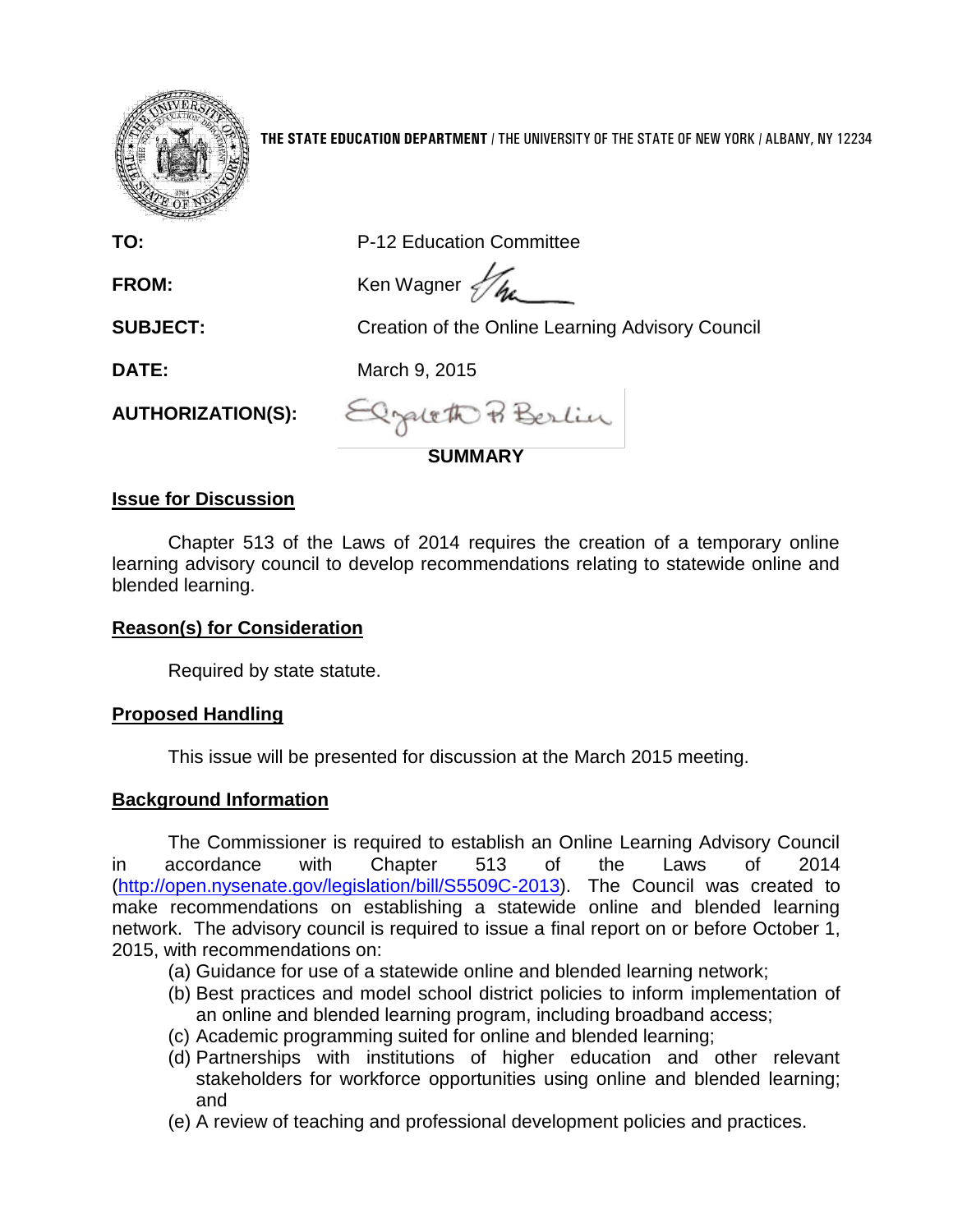THE STATE EDUCATION DEPARTMENT / THE UNIVERSITY OF THE STATE OF NEW YORK / ALBANY, NY 12234

**TO:** P-12 Education Committee

**FROM:** Ken Wagner

**SUBJECT:** Creation of the Online Learning Advisory Council

**DATE:** March 9, 2015

**AUTHORIZATION(S):**

**SUMMARY**

## Issue for Discussion

Chapter 513 of the Laws of 2014 requires the creation of a temporary online learning advisory council to develop recommendations relating to statewide online and blended learning.

## Reason(s) for Consideration

Required by state statute.

## Proposed Handling

This issue will be presented for discussion at the March 2015 meeting.

## Background Information

The Commissioner is required to establish an Online Learning Advisory Council in accordance with Chapter 513 of the Laws of 2014 (http://open.nysenate.gov/legislation/bill/S5509C-2013). The Council was created to make recommendations on establishing a statewide online and blended learning network. The advisory council is required to issue a final report on or before October 1, 2015, with recommendations on:

(a) Guidance for use of a statewide online and blended learning network;
(b) Best practices and model school district policies to inform implementation of an online and blended learning program, including broadband access;
(c) Academic programming suited for online and blended learning;
(d) Partnerships with institutions of higher education and other relevant stakeholders for workforce opportunities using online and blended learning; and
(e) A review of teaching and professional development policies and practices.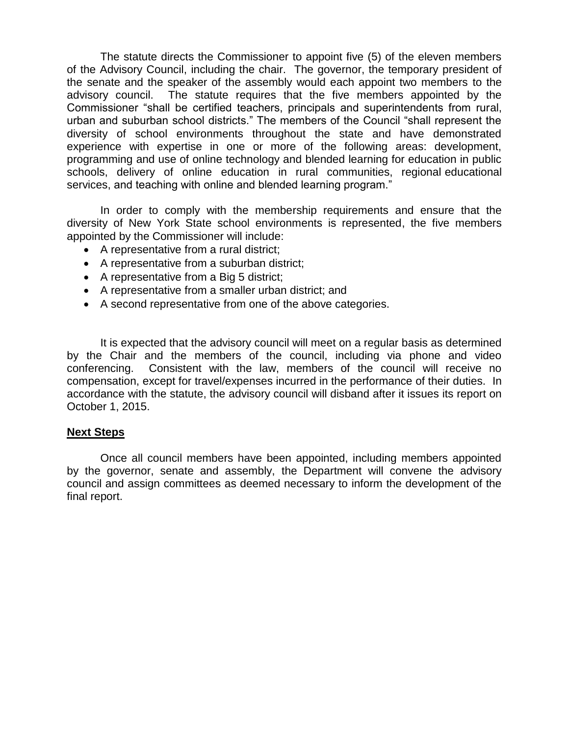The statute directs the Commissioner to appoint five (5) of the eleven members of the Advisory Council, including the chair. The governor, the temporary president of the senate and the speaker of the assembly would each appoint two members to the advisory council. The statute requires that the five members appointed by the Commissioner "shall be certified teachers, principals and superintendents from rural, urban and suburban school districts." The members of the Council "shall represent the diversity of school environments throughout the state and have demonstrated experience with expertise in one or more of the following areas: development, programming and use of online technology and blended learning for education in public schools, delivery of online education in rural communities, regional educational services, and teaching with online and blended learning program."

In order to comply with the membership requirements and ensure that the diversity of New York State school environments is represented, the five members appointed by the Commissioner will include:

- A representative from a rural district;
- A representative from a suburban district;
- A representative from a Big 5 district;
- A representative from a smaller urban district; and
- A second representative from one of the above categories.

It is expected that the advisory council will meet on a regular basis as determined by the Chair and the members of the council, including via phone and video conferencing. Consistent with the law, members of the council will receive no compensation, except for travel/expenses incurred in the performance of their duties. In accordance with the statute, the advisory council will disband after it issues its report on October 1, 2015.

**Next Steps**

Once all council members have been appointed, including members appointed by the governor, senate and assembly, the Department will convene the advisory council and assign committees as deemed necessary to inform the development of the final report.